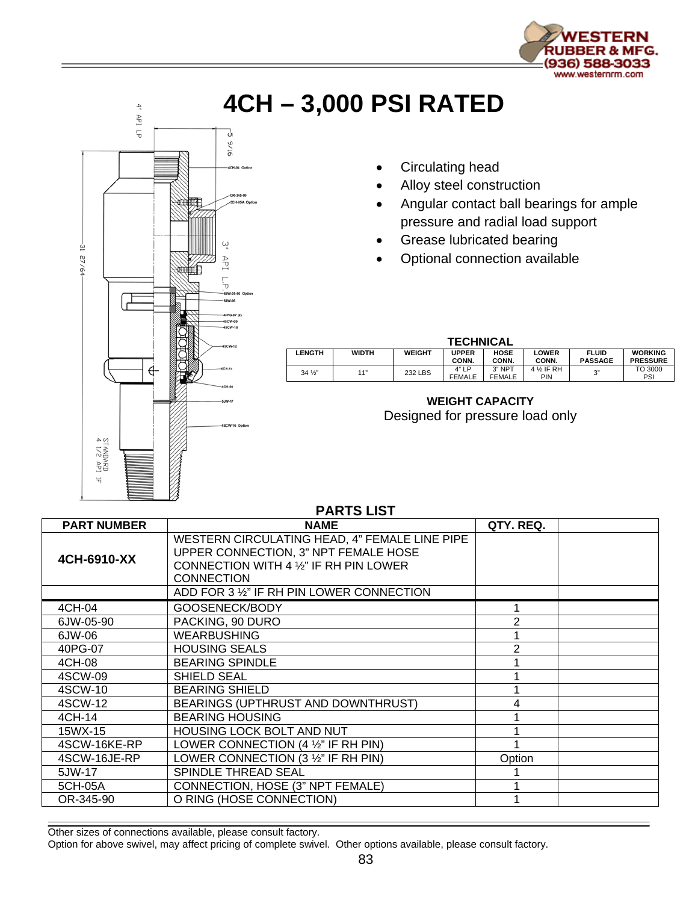# 4CH – 3,000 PSI RATED

- Circulating head
- Alloy steel construction
- Angular contact ball bearings for ample pressure and radial load support
- Grease lubricated bearing
- Optional connection available

**TECHNICAL**

| LENGTH | WIDTH | WEIGHT | UPPER CONN. | HOSE CONN. | LOWER CONN. | FLUID PASSAGE | WORKING PRESSURE |
|---|---|---|---|---|---|---|---|
| 34 ½" | 11" | 232 LBS | 4" LP FEMALE | 3" NPT FEMALE | 4 ½ IF RH PIN | 3" | TO 3000 PSI |

**WEIGHT CAPACITY**

Designed for pressure load only

**PARTS LIST**

| PART NUMBER | NAME | QTY. REQ. | |
|---|---|---|---|
| **4CH-6910-XX** | WESTERN CIRCULATING HEAD, 4" FEMALE LINE PIPE UPPER CONNECTION, 3" NPT FEMALE HOSE CONNECTION WITH 4 ½" IF RH PIN LOWER CONNECTION | | |
| | ADD FOR 3 ½" IF RH PIN LOWER CONNECTION | | |
| 4CH-04 | GOOSENECK/BODY | 1 | |
| 6JW-05-90 | PACKING, 90 DURO | 2 | |
| 6JW-06 | WEARBUSHING | 1 | |
| 40PG-07 | HOUSING SEALS | 2 | |
| 4CH-08 | BEARING SPINDLE | 1 | |
| 4SCW-09 | SHIELD SEAL | 1 | |
| 4SCW-10 | BEARING SHIELD | 1 | |
| 4SCW-12 | BEARINGS (UPTHRUST AND DOWNTHRUST) | 4 | |
| 4CH-14 | BEARING HOUSING | 1 | |
| 15WX-15 | HOUSING LOCK BOLT AND NUT | 1 | |
| 4SCW-16KE-RP | LOWER CONNECTION (4 ½" IF RH PIN) | 1 | |
| 4SCW-16JE-RP | LOWER CONNECTION (3 ½" IF RH PIN) | Option | |
| 5JW-17 | SPINDLE THREAD SEAL | 1 | |
| 5CH-05A | CONNECTION, HOSE (3" NPT FEMALE) | 1 | |
| OR-345-90 | O RING (HOSE CONNECTION) | 1 | |

Other sizes of connections available, please consult factory.
Option for above swivel, may affect pricing of complete swivel. Other options available, please consult factory.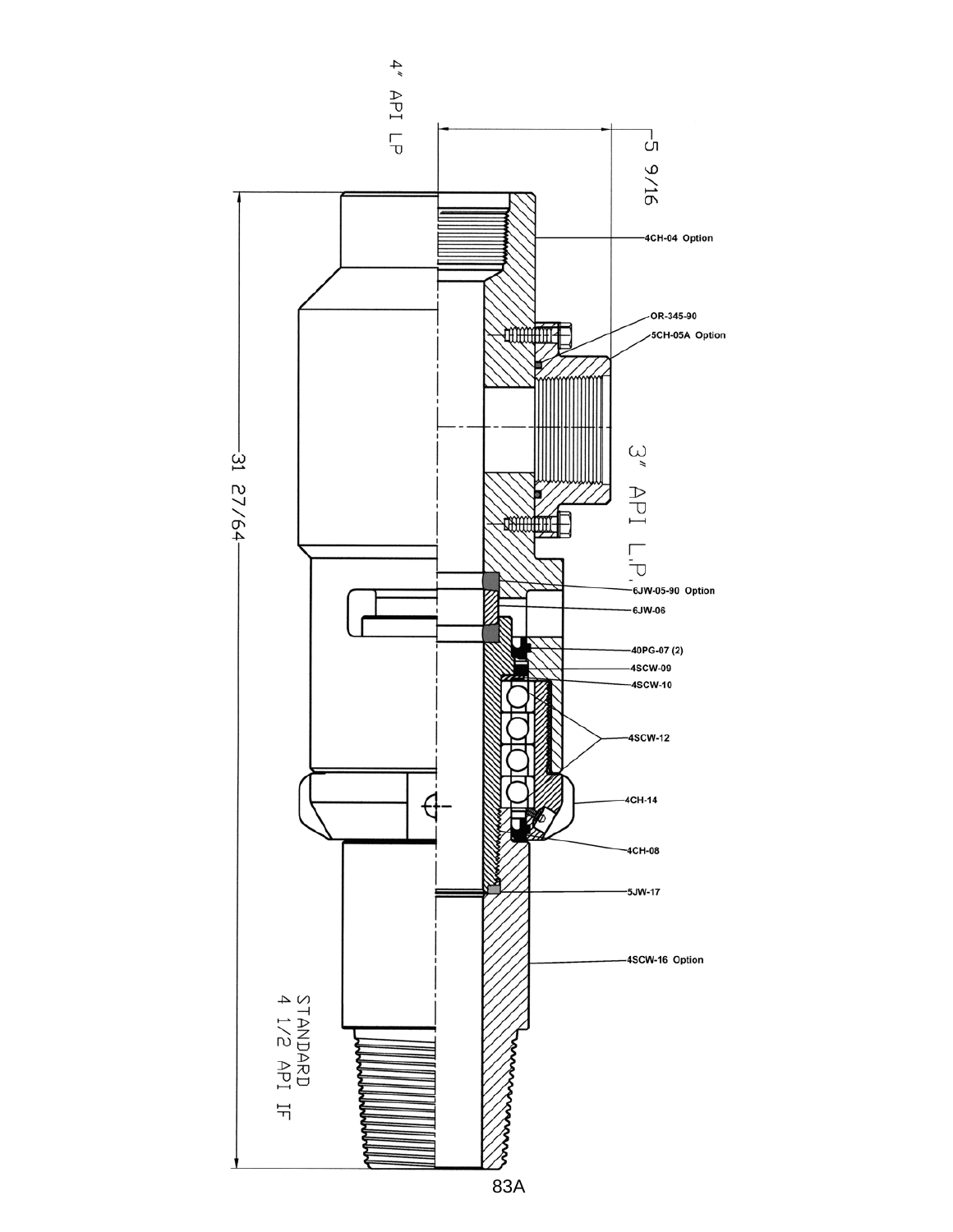4" API LP

5 9/16

4CH-04 Option

OR-345-90

5CH-05A Option

3" API L.P.

31 27/64

6JW-05-90 Option

6JW-06

40PG-07 (2)

4SCW-09

4SCW-10

4SCW-12

4CH-14

4CH-08

5JW-17

4SCW-16 Option

STANDARD
4 1/2 API IF

83A